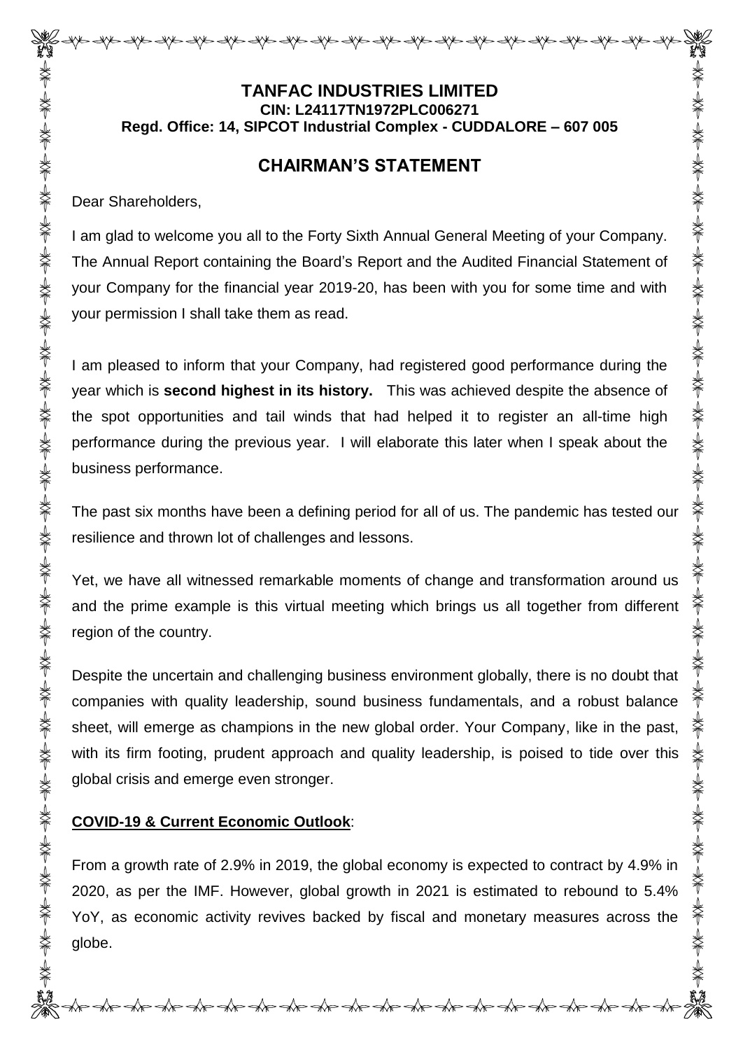# TANFAC INDUSTRIES LIMITED

**CIN: L24117TN1972PLC006271**

**Regd. Office: 14, SIPCOT Industrial Complex - CUDDALORE – 607 005**

## CHAIRMAN'S STATEMENT

Dear Shareholders,

I am glad to welcome you all to the Forty Sixth Annual General Meeting of your Company. The Annual Report containing the Board's Report and the Audited Financial Statement of your Company for the financial year 2019-20, has been with you for some time and with your permission I shall take them as read.

I am pleased to inform that your Company, had registered good performance during the year which is **second highest in its history.** This was achieved despite the absence of the spot opportunities and tail winds that had helped it to register an all-time high performance during the previous year. I will elaborate this later when I speak about the business performance.

The past six months have been a defining period for all of us. The pandemic has tested our resilience and thrown lot of challenges and lessons.

Yet, we have all witnessed remarkable moments of change and transformation around us and the prime example is this virtual meeting which brings us all together from different region of the country.

Despite the uncertain and challenging business environment globally, there is no doubt that companies with quality leadership, sound business fundamentals, and a robust balance sheet, will emerge as champions in the new global order. Your Company, like in the past, with its firm footing, prudent approach and quality leadership, is poised to tide over this global crisis and emerge even stronger.

**COVID-19 & Current Economic Outlook**:

From a growth rate of 2.9% in 2019, the global economy is expected to contract by 4.9% in 2020, as per the IMF. However, global growth in 2021 is estimated to rebound to 5.4% YoY, as economic activity revives backed by fiscal and monetary measures across the globe.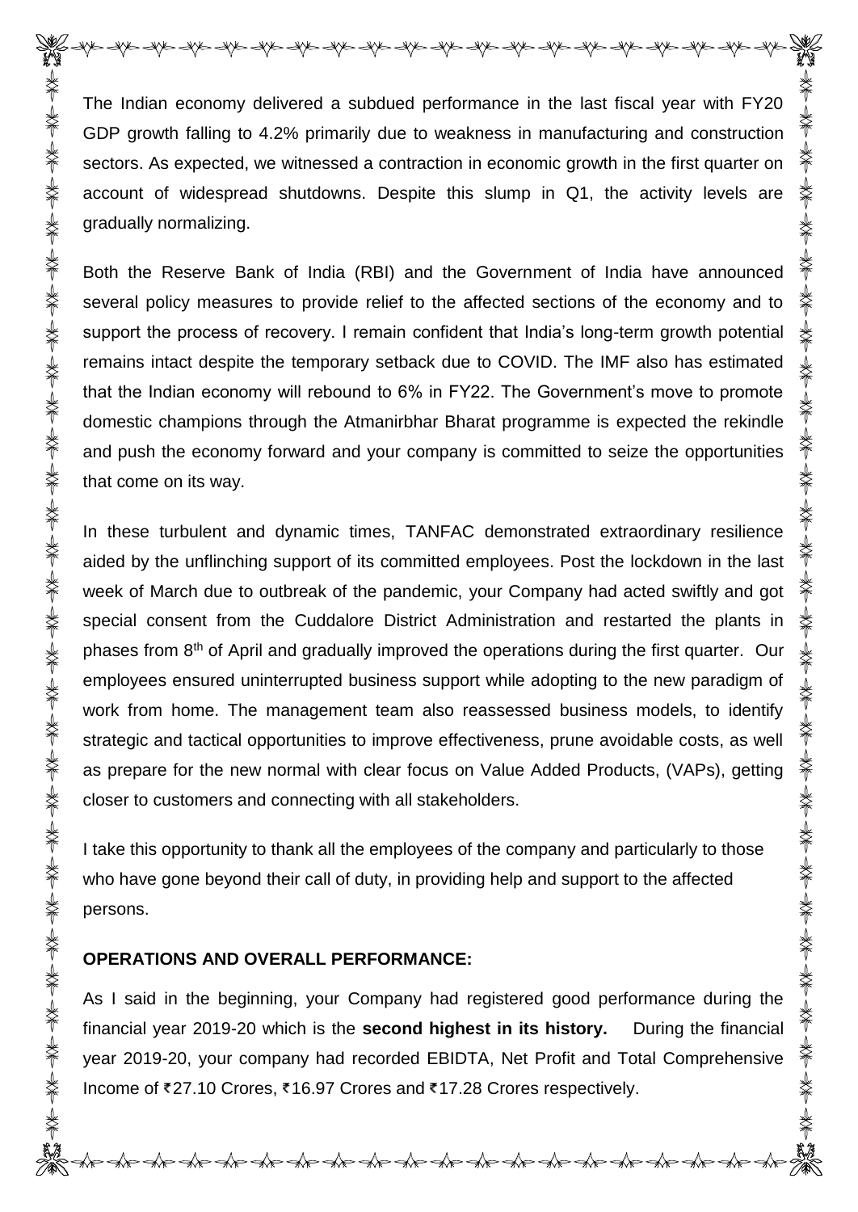The Indian economy delivered a subdued performance in the last fiscal year with FY20 GDP growth falling to 4.2% primarily due to weakness in manufacturing and construction sectors. As expected, we witnessed a contraction in economic growth in the first quarter on account of widespread shutdowns. Despite this slump in Q1, the activity levels are gradually normalizing.

Both the Reserve Bank of India (RBI) and the Government of India have announced several policy measures to provide relief to the affected sections of the economy and to support the process of recovery. I remain confident that India's long-term growth potential remains intact despite the temporary setback due to COVID. The IMF also has estimated that the Indian economy will rebound to 6% in FY22. The Government's move to promote domestic champions through the Atmanirbhar Bharat programme is expected the rekindle and push the economy forward and your company is committed to seize the opportunities that come on its way.

In these turbulent and dynamic times, TANFAC demonstrated extraordinary resilience aided by the unflinching support of its committed employees. Post the lockdown in the last week of March due to outbreak of the pandemic, your Company had acted swiftly and got special consent from the Cuddalore District Administration and restarted the plants in phases from 8th of April and gradually improved the operations during the first quarter. Our employees ensured uninterrupted business support while adopting to the new paradigm of work from home. The management team also reassessed business models, to identify strategic and tactical opportunities to improve effectiveness, prune avoidable costs, as well as prepare for the new normal with clear focus on Value Added Products, (VAPs), getting closer to customers and connecting with all stakeholders.

I take this opportunity to thank all the employees of the company and particularly to those who have gone beyond their call of duty, in providing help and support to the affected persons.

**OPERATIONS AND OVERALL PERFORMANCE:**

As I said in the beginning, your Company had registered good performance during the financial year 2019-20 which is the **second highest in its history.** During the financial year 2019-20, your company had recorded EBIDTA, Net Profit and Total Comprehensive Income of ₹27.10 Crores, ₹16.97 Crores and ₹17.28 Crores respectively.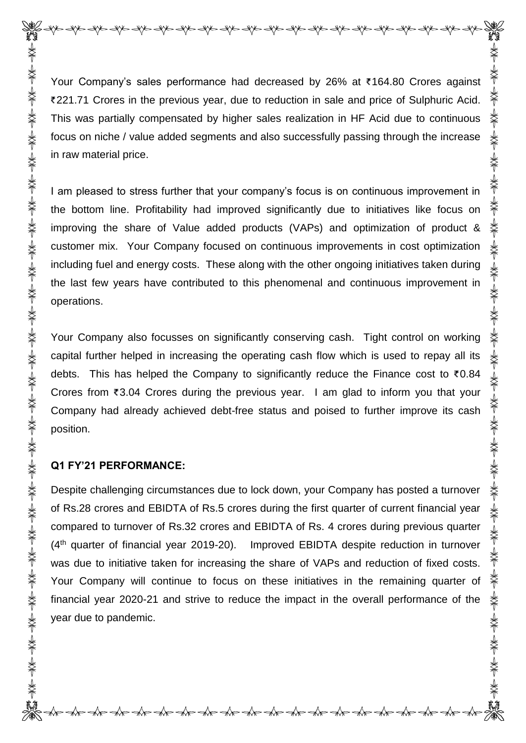Your Company's sales performance had decreased by 26% at ₹164.80 Crores against ₹221.71 Crores in the previous year, due to reduction in sale and price of Sulphuric Acid. This was partially compensated by higher sales realization in HF Acid due to continuous focus on niche / value added segments and also successfully passing through the increase in raw material price.

I am pleased to stress further that your company's focus is on continuous improvement in the bottom line. Profitability had improved significantly due to initiatives like focus on improving the share of Value added products (VAPs) and optimization of product & customer mix. Your Company focused on continuous improvements in cost optimization including fuel and energy costs. These along with the other ongoing initiatives taken during the last few years have contributed to this phenomenal and continuous improvement in operations.

Your Company also focusses on significantly conserving cash. Tight control on working capital further helped in increasing the operating cash flow which is used to repay all its debts. This has helped the Company to significantly reduce the Finance cost to ₹0.84 Crores from ₹3.04 Crores during the previous year. I am glad to inform you that your Company had already achieved debt-free status and poised to further improve its cash position.

**Q1 FY'21 PERFORMANCE:**

Despite challenging circumstances due to lock down, your Company has posted a turnover of Rs.28 crores and EBIDTA of Rs.5 crores during the first quarter of current financial year compared to turnover of Rs.32 crores and EBIDTA of Rs. 4 crores during previous quarter (4th quarter of financial year 2019-20). Improved EBIDTA despite reduction in turnover was due to initiative taken for increasing the share of VAPs and reduction of fixed costs. Your Company will continue to focus on these initiatives in the remaining quarter of financial year 2020-21 and strive to reduce the impact in the overall performance of the year due to pandemic.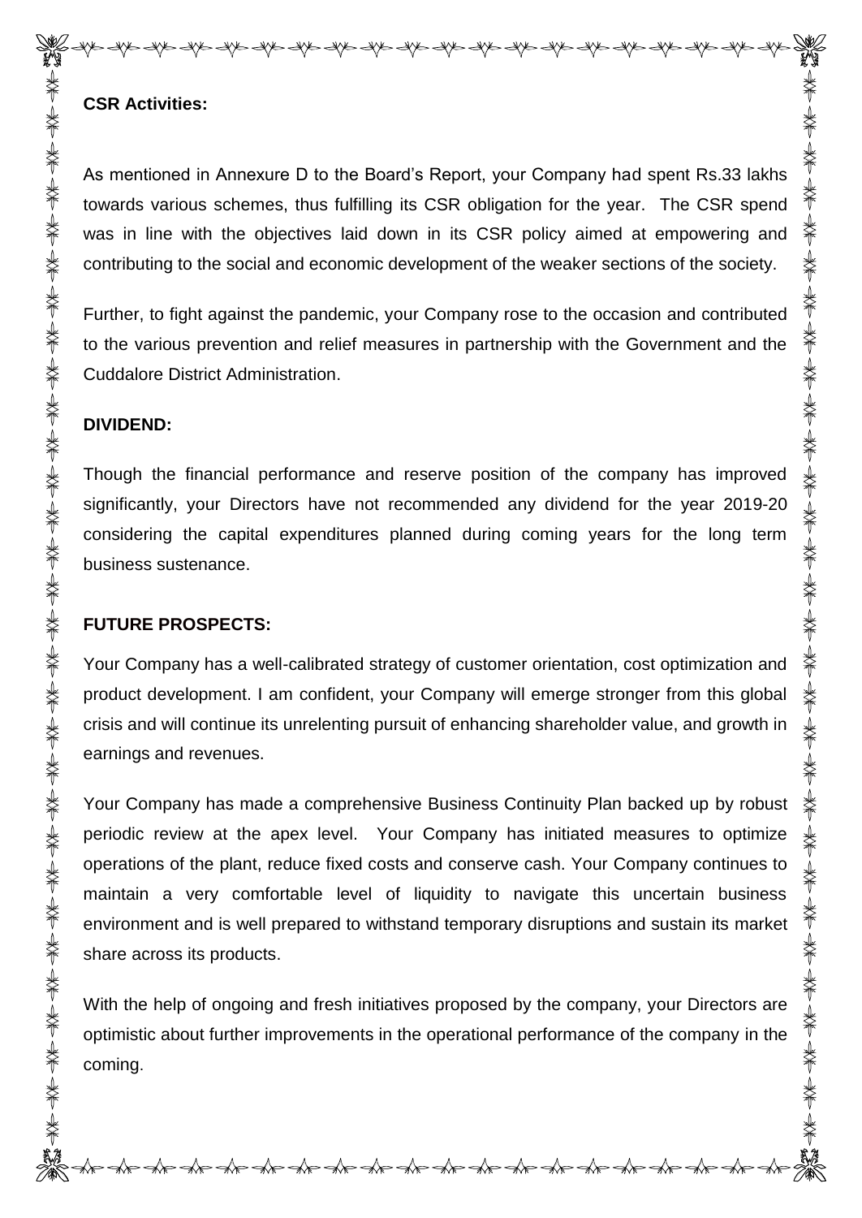**CSR Activities:**

As mentioned in Annexure D to the Board's Report, your Company had spent Rs.33 lakhs towards various schemes, thus fulfilling its CSR obligation for the year. The CSR spend was in line with the objectives laid down in its CSR policy aimed at empowering and contributing to the social and economic development of the weaker sections of the society.

Further, to fight against the pandemic, your Company rose to the occasion and contributed to the various prevention and relief measures in partnership with the Government and the Cuddalore District Administration.

**DIVIDEND:**

Though the financial performance and reserve position of the company has improved significantly, your Directors have not recommended any dividend for the year 2019-20 considering the capital expenditures planned during coming years for the long term business sustenance.

**FUTURE PROSPECTS:**

Your Company has a well-calibrated strategy of customer orientation, cost optimization and product development. I am confident, your Company will emerge stronger from this global crisis and will continue its unrelenting pursuit of enhancing shareholder value, and growth in earnings and revenues.

Your Company has made a comprehensive Business Continuity Plan backed up by robust periodic review at the apex level. Your Company has initiated measures to optimize operations of the plant, reduce fixed costs and conserve cash. Your Company continues to maintain a very comfortable level of liquidity to navigate this uncertain business environment and is well prepared to withstand temporary disruptions and sustain its market share across its products.

With the help of ongoing and fresh initiatives proposed by the company, your Directors are optimistic about further improvements in the operational performance of the company in the coming.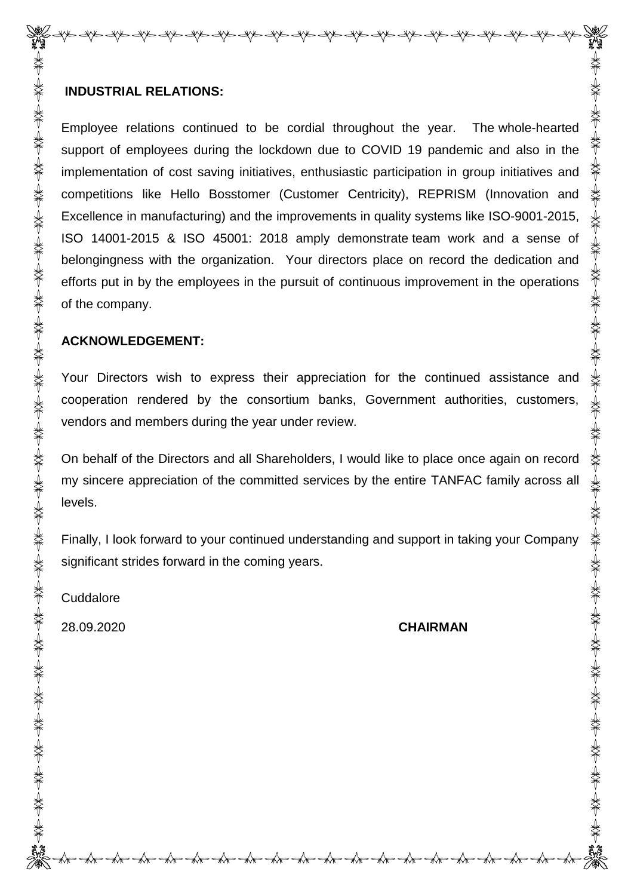**INDUSTRIAL RELATIONS:**

Employee relations continued to be cordial throughout the year. The whole-hearted support of employees during the lockdown due to COVID 19 pandemic and also in the implementation of cost saving initiatives, enthusiastic participation in group initiatives and competitions like Hello Bosstomer (Customer Centricity), REPRISM (Innovation and Excellence in manufacturing) and the improvements in quality systems like ISO-9001-2015, ISO 14001-2015 & ISO 45001: 2018 amply demonstrate team work and a sense of belongingness with the organization. Your directors place on record the dedication and efforts put in by the employees in the pursuit of continuous improvement in the operations of the company.

**ACKNOWLEDGEMENT:**

Your Directors wish to express their appreciation for the continued assistance and cooperation rendered by the consortium banks, Government authorities, customers, vendors and members during the year under review.

On behalf of the Directors and all Shareholders, I would like to place once again on record my sincere appreciation of the committed services by the entire TANFAC family across all levels.

Finally, I look forward to your continued understanding and support in taking your Company significant strides forward in the coming years.

Cuddalore

28.09.2020 **CHAIRMAN**